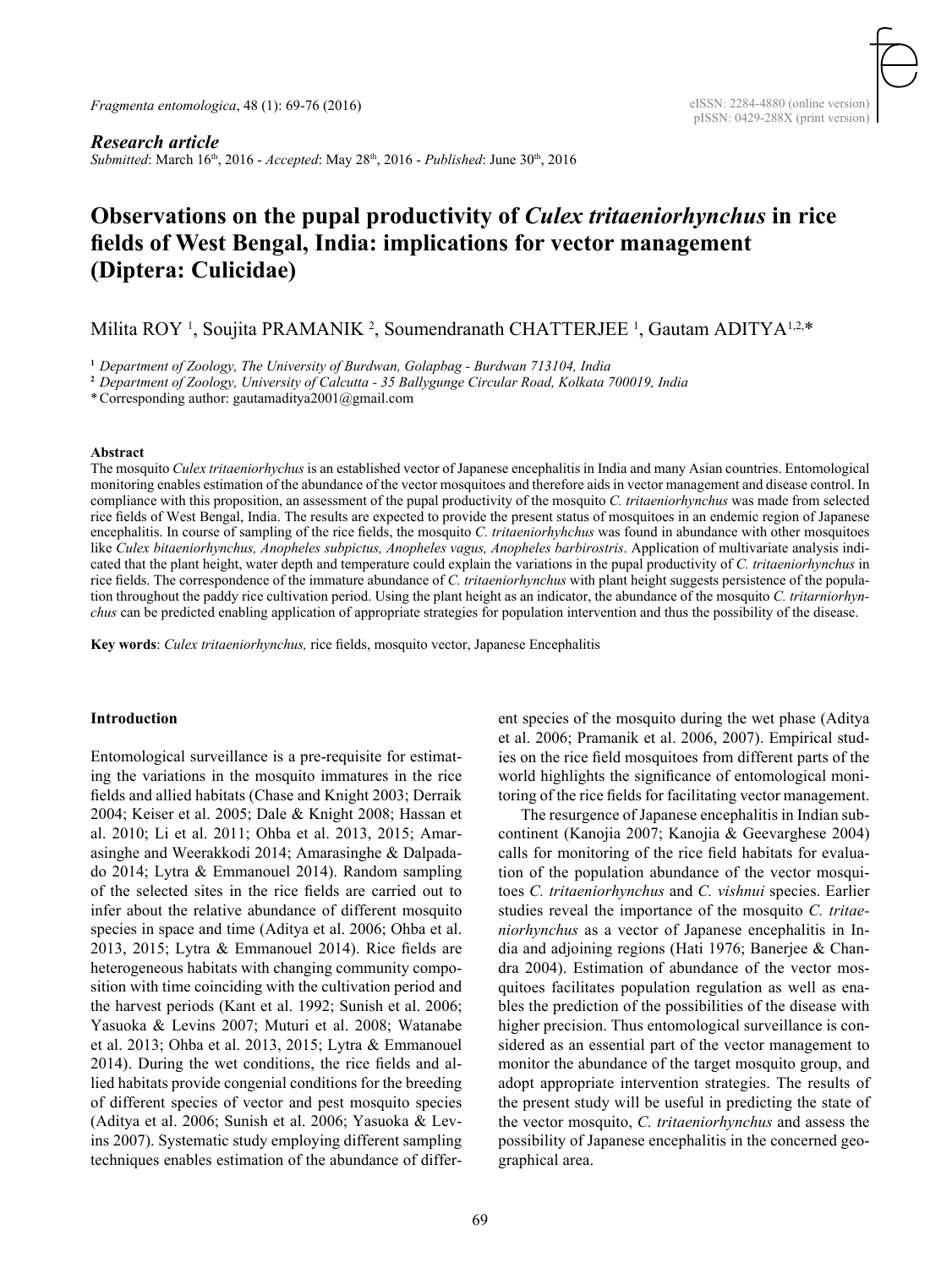*Research article*
*Submitted*: March 16th, 2016 - *Accepted*: May 28th, 2016 - *Published*: June 30th, 2016

# Observations on the pupal productivity of *Culex tritaeniorhynchus* in rice fields of West Bengal, India: implications for vector management (Diptera: Culicidae)

Milita ROY [1], Soujita PRAMANIK [2], Soumendranath CHATTERJEE [1], Gautam ADITYA[1,2,*]

[1] Department of Zoology, The University of Burdwan, Golapbag - Burdwan 713104, India
[2] Department of Zoology, University of Calcutta - 35 Ballygunge Circular Road, Kolkata 700019, India
\* Corresponding author: gautamaditya2001@gmail.com

#### Abstract

The mosquito *Culex tritaeniorhychus* is an established vector of Japanese encephalitis in India and many Asian countries. Entomological monitoring enables estimation of the abundance of the vector mosquitoes and therefore aids in vector management and disease control. In compliance with this proposition, an assessment of the pupal productivity of the mosquito *C. tritaeniorhychus* was made from selected rice fields of West Bengal, India. The results are expected to provide the present status of mosquitoes in an endemic region of Japanese encephalitis. In course of sampling of the rice fields, the mosquito *C. tritaeniorhyhchus* was found in abundance with other mosquitoes like *Culex bitaeniorhynchus, Anopheles subpictus, Anopheles vagus, Anopheles barbirostris*. Application of multivariate analysis indicated that the plant height, water depth and temperature could explain the variations in the pupal productivity of *C. tritaeniorhynchus* in rice fields. The correspondence of the immature abundance of *C. tritaeniorhynchus* with plant height suggests persistence of the population throughout the paddy rice cultivation period. Using the plant height as an indicator, the abundance of the mosquito *C. tritarniorhynchus* can be predicted enabling application of appropriate strategies for population intervention and thus the possibility of the disease.

**Key words**: *Culex tritaeniorhynchus,* rice fields, mosquito vector, Japanese Encephalitis

#### Introduction

Entomological surveillance is a pre-requisite for estimating the variations in the mosquito immatures in the rice fields and allied habitats (Chase and Knight 2003; Derraik 2004; Keiser et al. 2005; Dale & Knight 2008; Hassan et al. 2010; Li et al. 2011; Ohba et al. 2013, 2015; Amarasinghe and Weerakkodi 2014; Amarasinghe & Dalpadado 2014; Lytra & Emmanouel 2014). Random sampling of the selected sites in the rice fields are carried out to infer about the relative abundance of different mosquito species in space and time (Aditya et al. 2006; Ohba et al. 2013, 2015; Lytra & Emmanouel 2014). Rice fields are heterogeneous habitats with changing community composition with time coinciding with the cultivation period and the harvest periods (Kant et al. 1992; Sunish et al. 2006; Yasuoka & Levins 2007; Muturi et al. 2008; Watanabe et al. 2013; Ohba et al. 2013, 2015; Lytra & Emmanouel 2014). During the wet conditions, the rice fields and allied habitats provide congenial conditions for the breeding of different species of vector and pest mosquito species (Aditya et al. 2006; Sunish et al. 2006; Yasuoka & Levins 2007). Systematic study employing different sampling techniques enables estimation of the abundance of different species of the mosquito during the wet phase (Aditya et al. 2006; Pramanik et al. 2006, 2007). Empirical studies on the rice field mosquitoes from different parts of the world highlights the significance of entomological monitoring of the rice fields for facilitating vector management.

The resurgence of Japanese encephalitis in Indian subcontinent (Kanojia 2007; Kanojia & Geevarghese 2004) calls for monitoring of the rice field habitats for evaluation of the population abundance of the vector mosquitoes *C. tritaeniorhynchus* and *C. vishnui* species. Earlier studies reveal the importance of the mosquito *C. tritaeniorhynchus* as a vector of Japanese encephalitis in India and adjoining regions (Hati 1976; Banerjee & Chandra 2004). Estimation of abundance of the vector mosquitoes facilitates population regulation as well as enables the prediction of the possibilities of the disease with higher precision. Thus entomological surveillance is considered as an essential part of the vector management to monitor the abundance of the target mosquito group, and adopt appropriate intervention strategies. The results of the present study will be useful in predicting the state of the vector mosquito, *C. tritaeniorhynchus* and assess the possibility of Japanese encephalitis in the concerned geographical area.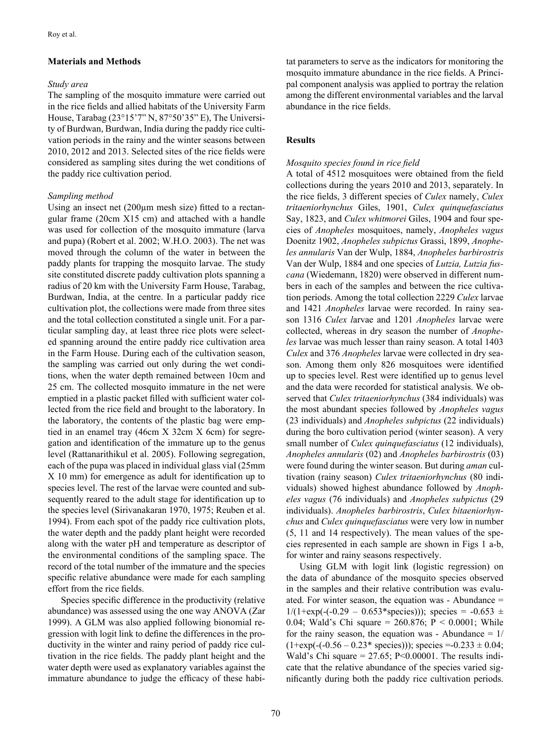## Materials and Methods

### *Study area*

The sampling of the mosquito immature were carried out in the rice fields and allied habitats of the University Farm House, Tarabag (23°15'7" N, 87°50'35" E), The University of Burdwan, Burdwan, India during the paddy rice cultivation periods in the rainy and the winter seasons between 2010, 2012 and 2013. Selected sites of the rice fields were considered as sampling sites during the wet conditions of the paddy rice cultivation period.

### *Sampling method*

Using an insect net (200µm mesh size) fitted to a rectangular frame (20cm X15 cm) and attached with a handle was used for collection of the mosquito immature (larva and pupa) (Robert et al. 2002; W.H.O. 2003). The net was moved through the column of the water in between the paddy plants for trapping the mosquito larvae. The study site constituted discrete paddy cultivation plots spanning a radius of 20 km with the University Farm House, Tarabag, Burdwan, India, at the centre. In a particular paddy rice cultivation plot, the collections were made from three sites and the total collection constituted a single unit. For a particular sampling day, at least three rice plots were selected spanning around the entire paddy rice cultivation area in the Farm House. During each of the cultivation season, the sampling was carried out only during the wet conditions, when the water depth remained between 10cm and 25 cm. The collected mosquito immature in the net were emptied in a plastic packet filled with sufficient water collected from the rice field and brought to the laboratory. In the laboratory, the contents of the plastic bag were emptied in an enamel tray (46cm X 32cm X 6cm) for segregation and identification of the immature up to the genus level (Rattanarithikul et al. 2005). Following segregation, each of the pupa was placed in individual glass vial (25mm X 10 mm) for emergence as adult for identification up to species level. The rest of the larvae were counted and subsequently reared to the adult stage for identification up to the species level (Sirivanakaran 1970, 1975; Reuben et al. 1994). From each spot of the paddy rice cultivation plots, the water depth and the paddy plant height were recorded along with the water pH and temperature as descriptor of the environmental conditions of the sampling space. The record of the total number of the immature and the species specific relative abundance were made for each sampling effort from the rice fields.

Species specific difference in the productivity (relative abundance) was assessed using the one way ANOVA (Zar 1999). A GLM was also applied following bionomial regression with logit link to define the differences in the productivity in the winter and rainy period of paddy rice cultivation in the rice fields. The paddy plant height and the water depth were used as explanatory variables against the immature abundance to judge the efficacy of these habitat parameters to serve as the indicators for monitoring the mosquito immature abundance in the rice fields. A Principal component analysis was applied to portray the relation among the different environmental variables and the larval abundance in the rice fields.

## Results

### *Mosquito species found in rice field*

A total of 4512 mosquitoes were obtained from the field collections during the years 2010 and 2013, separately. In the rice fields, 3 different species of *Culex* namely, *Culex tritaeniorhynchus* Giles, 1901, *Culex quinquefasciatus* Say, 1823, and *Culex whitmorei* Giles, 1904 and four species of *Anopheles* mosquitoes, namely, *Anopheles vagus* Doenitz 1902, *Anopheles subpictus* Grassi, 1899, *Anopheles annularis* Van der Wulp, 1884, *Anopheles barbirostris* Van der Wulp, 1884 and one species of *Lutzia, Lutzia fuscana* (Wiedemann, 1820) were observed in different numbers in each of the samples and between the rice cultivation periods. Among the total collection 2229 *Culex* larvae and 1421 *Anopheles* larvae were recorded. In rainy season 1316 *Culex l*arvae and 1201 *Anopheles* larvae were collected, whereas in dry season the number of *Anopheles* larvae was much lesser than rainy season. A total 1403 *Culex* and 376 *Anopheles* larvae were collected in dry season. Among them only 826 mosquitoes were identified up to species level. Rest were identified up to genus level and the data were recorded for statistical analysis. We observed that *Culex tritaeniorhynchus* (384 individuals) was the most abundant species followed by *Anopheles vagus* (23 individuals) and *Anopheles subpictus* (22 individuals) during the boro cultivation period (winter season). A very small number of *Culex quinquefasciatus* (12 individuals), *Anopheles annularis* (02) and *Anopheles barbirostris* (03) were found during the winter season. But during *aman* cultivation (rainy season) *Culex tritaeniorhynchus* (80 individuals) showed highest abundance followed by *Anopheles vagus* (76 individuals) and *Anopheles subpictus* (29 individuals). *Anopheles barbirostris*, *Culex bitaeniorhynchus* and *Culex quinquefasciatus* were very low in number (5, 11 and 14 respectively). The mean values of the species represented in each sample are shown in Figs 1 a-b, for winter and rainy seasons respectively.

Using GLM with logit link (logistic regression) on the data of abundance of the mosquito species observed in the samples and their relative contribution was evaluated. For winter season, the equation was - Abundance = $1/(1+\exp(-(-0.29 - 0.653*\text{species})))$; species = $-0.653 \pm 0.04$; Wald's Chi square = 260.876; $P < 0.0001$; While for the rainy season, the equation was - Abundance = $1/(1+\exp(-(-0.56 - 0.23*\text{species})))$; species $=-0.233 \pm 0.04$; Wald's Chi square = 27.65; $P<0.00001$. The results indicate that the relative abundance of the species varied significantly during both the paddy rice cultivation periods.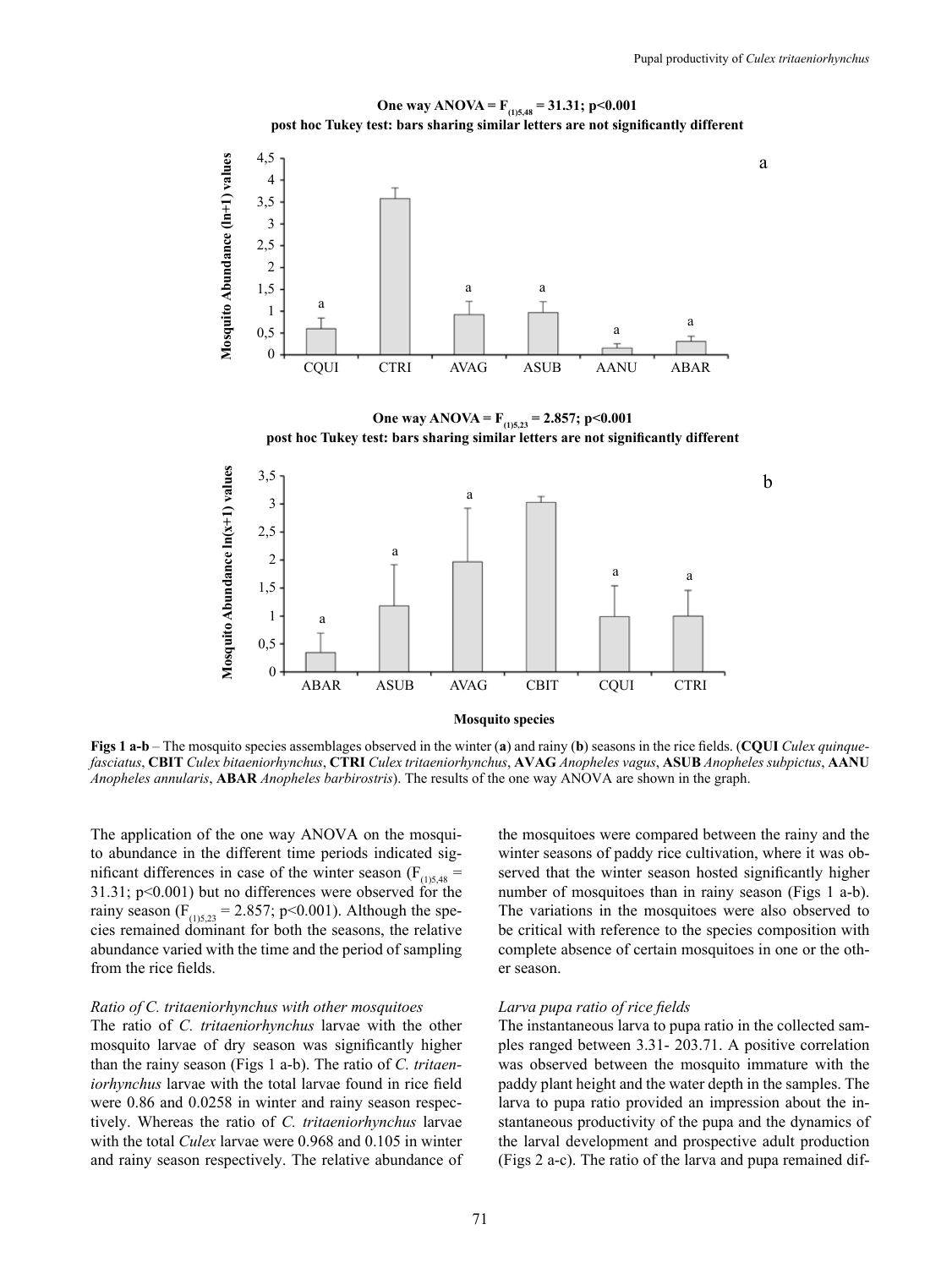One way ANOVA = $F_{(1)5,48} = 31.31$; p<0.001

post hoc Tukey test: bars sharing similar letters are not significantly different

One way ANOVA = $F_{(1)5,23} = 2.857$; p<0.001

post hoc Tukey test: bars sharing similar letters are not significantly different

**Figs 1 a-b** – The mosquito species assemblages observed in the winter (**a**) and rainy (**b**) seasons in the rice fields. (**CQUI** *Culex quinquefasciatus*, **CBIT** *Culex bitaeniorhynchus*, **CTRI** *Culex tritaeniorhynchus*, **AVAG** *Anopheles vagus*, **ASUB** *Anopheles subpictus*, **AANU** *Anopheles annularis*, **ABAR** *Anopheles barbirostris*). The results of the one way ANOVA are shown in the graph.

The application of the one way ANOVA on the mosquito abundance in the different time periods indicated significant differences in case of the winter season ($F_{(1)5,48} = 31.31$; $p<0.001$) but no differences were observed for the rainy season ($F_{(1)5,23} = 2.857$; $p<0.001$). Although the species remained dominant for both the seasons, the relative abundance varied with the time and the period of sampling from the rice fields.

*Ratio of C. tritaeniorhynchus with other mosquitoes*

The ratio of *C. tritaeniorhynchus* larvae with the other mosquito larvae of dry season was significantly higher than the rainy season (Figs 1 a-b). The ratio of *C. tritaeniorhynchus* larvae with the total larvae found in rice field were 0.86 and 0.0258 in winter and rainy season respectively. Whereas the ratio of *C. tritaeniorhynchus* larvae with the total *Culex* larvae were 0.968 and 0.105 in winter and rainy season respectively. The relative abundance of the mosquitoes were compared between the rainy and the winter seasons of paddy rice cultivation, where it was observed that the winter season hosted significantly higher number of mosquitoes than in rainy season (Figs 1 a-b). The variations in the mosquitoes were also observed to be critical with reference to the species composition with complete absence of certain mosquitoes in one or the other season.

*Larva pupa ratio of rice fields*

The instantaneous larva to pupa ratio in the collected samples ranged between 3.31- 203.71. A positive correlation was observed between the mosquito immature with the paddy plant height and the water depth in the samples. The larva to pupa ratio provided an impression about the instantaneous productivity of the pupa and the dynamics of the larval development and prospective adult production (Figs 2 a-c). The ratio of the larva and pupa remained dif-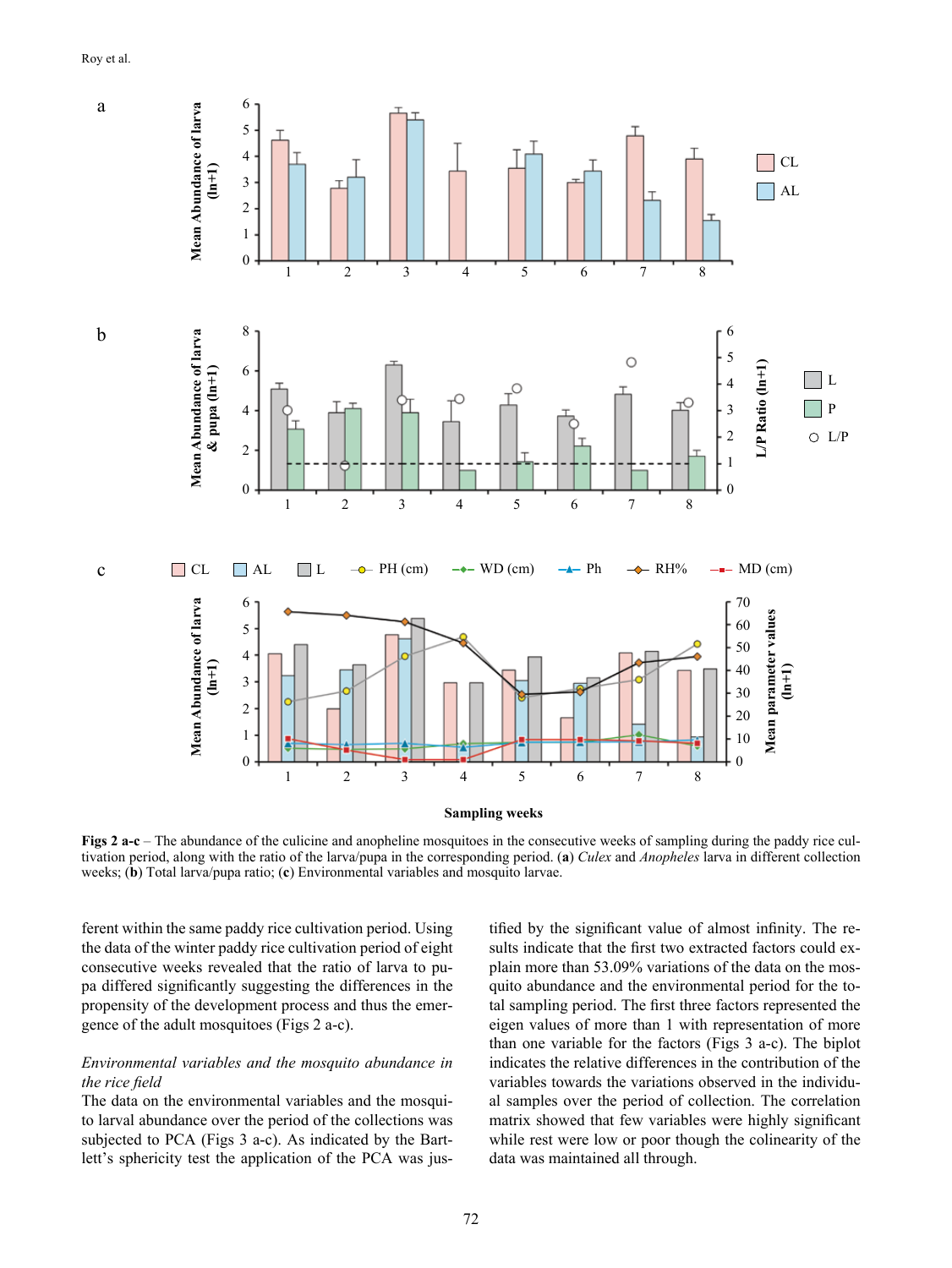**Figs 2 a-c** – The abundance of the culicine and anopheline mosquitoes in the consecutive weeks of sampling during the paddy rice cultivation period, along with the ratio of the larva/pupa in the corresponding period. (**a**) *Culex* and *Anopheles* larva in different collection weeks; (**b**) Total larva/pupa ratio; (**c**) Environmental variables and mosquito larvae.

ferent within the same paddy rice cultivation period. Using the data of the winter paddy rice cultivation period of eight consecutive weeks revealed that the ratio of larva to pupa differed significantly suggesting the differences in the propensity of the development process and thus the emergence of the adult mosquitoes (Figs 2 a-c).

*Environmental variables and the mosquito abundance in the rice field*

The data on the environmental variables and the mosquito larval abundance over the period of the collections was subjected to PCA (Figs 3 a-c). As indicated by the Bartlett's sphericity test the application of the PCA was justified by the significant value of almost infinity. The results indicate that the first two extracted factors could explain more than 53.09% variations of the data on the mosquito abundance and the environmental period for the total sampling period. The first three factors represented the eigen values of more than 1 with representation of more than one variable for the factors (Figs 3 a-c). The biplot indicates the relative differences in the contribution of the variables towards the variations observed in the individual samples over the period of collection. The correlation matrix showed that few variables were highly significant while rest were low or poor though the colinearity of the data was maintained all through.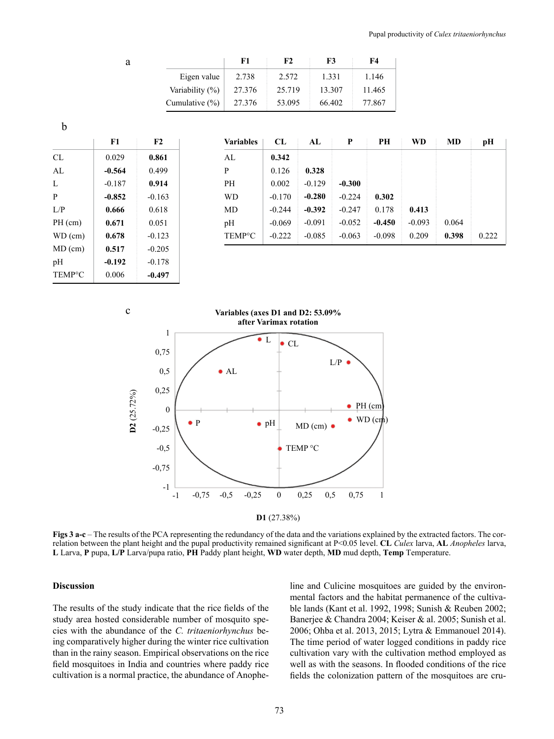a

| | F1 | F2 | F3 | F4 |
|---|---|---|---|---|
| Eigen value | 2.738 | 2.572 | 1.331 | 1.146 |
| Variability (%) | 27.376 | 25.719 | 13.307 | 11.465 |
| Cumulative (%) | 27.376 | 53.095 | 66.402 | 77.867 |

b

| | F1 | F2 |
|---|---|---|
| CL | 0.029 | **0.861** |
| AL | **-0.564** | 0.499 |
| L | -0.187 | **0.914** |
| P | **-0.852** | -0.163 |
| L/P | **0.666** | 0.618 |
| PH (cm) | **0.671** | 0.051 |
| WD (cm) | **0.678** | -0.123 |
| MD (cm) | **0.517** | -0.205 |
| pH | **-0.192** | -0.178 |
| TEMP°C | 0.006 | **-0.497** |

| Variables | CL | AL | P | PH | WD | MD | pH |
|---|---|---|---|---|---|---|---|
| AL | **0.342** | | | | | | |
| P | 0.126 | **0.328** | | | | | |
| PH | 0.002 | -0.129 | **-0.300** | | | | |
| WD | -0.170 | **-0.280** | -0.224 | **0.302** | | | |
| MD | -0.244 | **-0.392** | -0.247 | 0.178 | **0.413** | | |
| pH | -0.069 | -0.091 | -0.052 | **-0.450** | -0.093 | 0.064 | |
| TEMP°C | -0.222 | -0.085 | -0.063 | -0.098 | 0.209 | **0.398** | 0.222 |

c

**Variables (axes D1 and D2: 53.09% after Varimax rotation)**

**Figs 3 a-c** – The results of the PCA representing the redundancy of the data and the variations explained by the extracted factors. The correlation between the plant height and the pupal productivity remained significant at P<0.05 level. **CL** *Culex* larva, **AL** *Anopheles* larva, **L** Larva, **P** pupa, **L/P** Larva/pupa ratio, **PH** Paddy plant height, **WD** water depth, **MD** mud depth, **Temp** Temperature.

## Discussion

The results of the study indicate that the rice fields of the study area hosted considerable number of mosquito species with the abundance of the *C. tritaeniorhynchus* being comparatively higher during the winter rice cultivation than in the rainy season. Empirical observations on the rice field mosquitoes in India and countries where paddy rice cultivation is a normal practice, the abundance of Anopheline and Culicine mosquitoes are guided by the environmental factors and the habitat permanence of the cultivable lands (Kant et al. 1992, 1998; Sunish & Reuben 2002; Banerjee & Chandra 2004; Keiser & al. 2005; Sunish et al. 2006; Ohba et al. 2013, 2015; Lytra & Emmanouel 2014). The time period of water logged conditions in paddy rice cultivation vary with the cultivation method employed as well as with the seasons. In flooded conditions of the rice fields the colonization pattern of the mosquitoes are cru-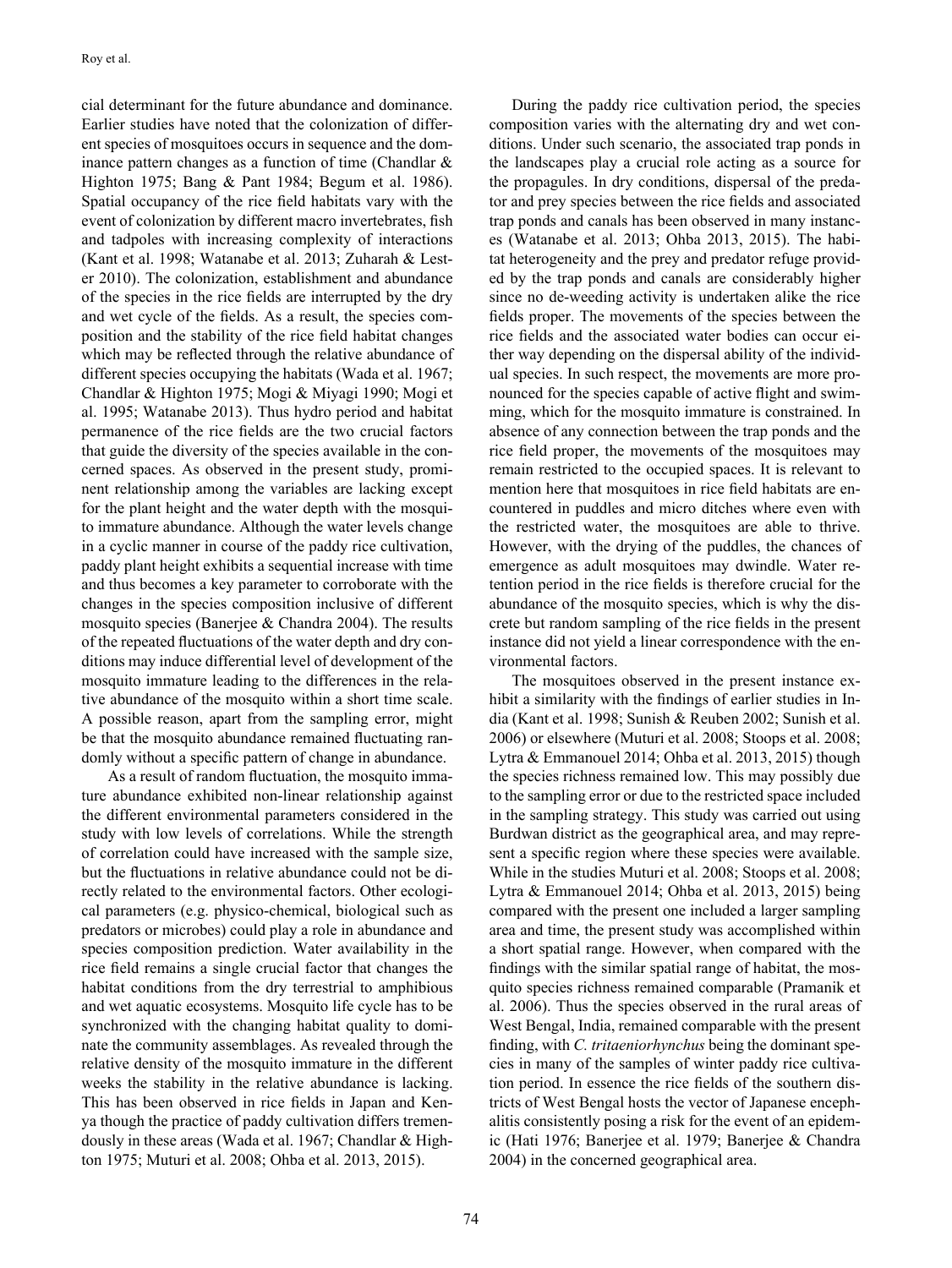cial determinant for the future abundance and dominance. Earlier studies have noted that the colonization of different species of mosquitoes occurs in sequence and the dominance pattern changes as a function of time (Chandlar & Highton 1975; Bang & Pant 1984; Begum et al. 1986). Spatial occupancy of the rice field habitats vary with the event of colonization by different macro invertebrates, fish and tadpoles with increasing complexity of interactions (Kant et al. 1998; Watanabe et al. 2013; Zuharah & Lester 2010). The colonization, establishment and abundance of the species in the rice fields are interrupted by the dry and wet cycle of the fields. As a result, the species composition and the stability of the rice field habitat changes which may be reflected through the relative abundance of different species occupying the habitats (Wada et al. 1967; Chandlar & Highton 1975; Mogi & Miyagi 1990; Mogi et al. 1995; Watanabe 2013). Thus hydro period and habitat permanence of the rice fields are the two crucial factors that guide the diversity of the species available in the concerned spaces. As observed in the present study, prominent relationship among the variables are lacking except for the plant height and the water depth with the mosquito immature abundance. Although the water levels change in a cyclic manner in course of the paddy rice cultivation, paddy plant height exhibits a sequential increase with time and thus becomes a key parameter to corroborate with the changes in the species composition inclusive of different mosquito species (Banerjee & Chandra 2004). The results of the repeated fluctuations of the water depth and dry conditions may induce differential level of development of the mosquito immature leading to the differences in the relative abundance of the mosquito within a short time scale. A possible reason, apart from the sampling error, might be that the mosquito abundance remained fluctuating randomly without a specific pattern of change in abundance.

As a result of random fluctuation, the mosquito immature abundance exhibited non-linear relationship against the different environmental parameters considered in the study with low levels of correlations. While the strength of correlation could have increased with the sample size, but the fluctuations in relative abundance could not be directly related to the environmental factors. Other ecological parameters (e.g. physico-chemical, biological such as predators or microbes) could play a role in abundance and species composition prediction. Water availability in the rice field remains a single crucial factor that changes the habitat conditions from the dry terrestrial to amphibious and wet aquatic ecosystems. Mosquito life cycle has to be synchronized with the changing habitat quality to dominate the community assemblages. As revealed through the relative density of the mosquito immature in the different weeks the stability in the relative abundance is lacking. This has been observed in rice fields in Japan and Kenya though the practice of paddy cultivation differs tremendously in these areas (Wada et al. 1967; Chandlar & Highton 1975; Muturi et al. 2008; Ohba et al. 2013, 2015).

During the paddy rice cultivation period, the species composition varies with the alternating dry and wet conditions. Under such scenario, the associated trap ponds in the landscapes play a crucial role acting as a source for the propagules. In dry conditions, dispersal of the predator and prey species between the rice fields and associated trap ponds and canals has been observed in many instances (Watanabe et al. 2013; Ohba 2013, 2015). The habitat heterogeneity and the prey and predator refuge provided by the trap ponds and canals are considerably higher since no de-weeding activity is undertaken alike the rice fields proper. The movements of the species between the rice fields and the associated water bodies can occur either way depending on the dispersal ability of the individual species. In such respect, the movements are more pronounced for the species capable of active flight and swimming, which for the mosquito immature is constrained. In absence of any connection between the trap ponds and the rice field proper, the movements of the mosquitoes may remain restricted to the occupied spaces. It is relevant to mention here that mosquitoes in rice field habitats are encountered in puddles and micro ditches where even with the restricted water, the mosquitoes are able to thrive. However, with the drying of the puddles, the chances of emergence as adult mosquitoes may dwindle. Water retention period in the rice fields is therefore crucial for the abundance of the mosquito species, which is why the discrete but random sampling of the rice fields in the present instance did not yield a linear correspondence with the environmental factors.

The mosquitoes observed in the present instance exhibit a similarity with the findings of earlier studies in India (Kant et al. 1998; Sunish & Reuben 2002; Sunish et al. 2006) or elsewhere (Muturi et al. 2008; Stoops et al. 2008; Lytra & Emmanouel 2014; Ohba et al. 2013, 2015) though the species richness remained low. This may possibly due to the sampling error or due to the restricted space included in the sampling strategy. This study was carried out using Burdwan district as the geographical area, and may represent a specific region where these species were available. While in the studies Muturi et al. 2008; Stoops et al. 2008; Lytra & Emmanouel 2014; Ohba et al. 2013, 2015) being compared with the present one included a larger sampling area and time, the present study was accomplished within a short spatial range. However, when compared with the findings with the similar spatial range of habitat, the mosquito species richness remained comparable (Pramanik et al. 2006). Thus the species observed in the rural areas of West Bengal, India, remained comparable with the present finding, with *C. tritaeniorhynchus* being the dominant species in many of the samples of winter paddy rice cultivation period. In essence the rice fields of the southern districts of West Bengal hosts the vector of Japanese encephalitis consistently posing a risk for the event of an epidemic (Hati 1976; Banerjee et al. 1979; Banerjee & Chandra 2004) in the concerned geographical area.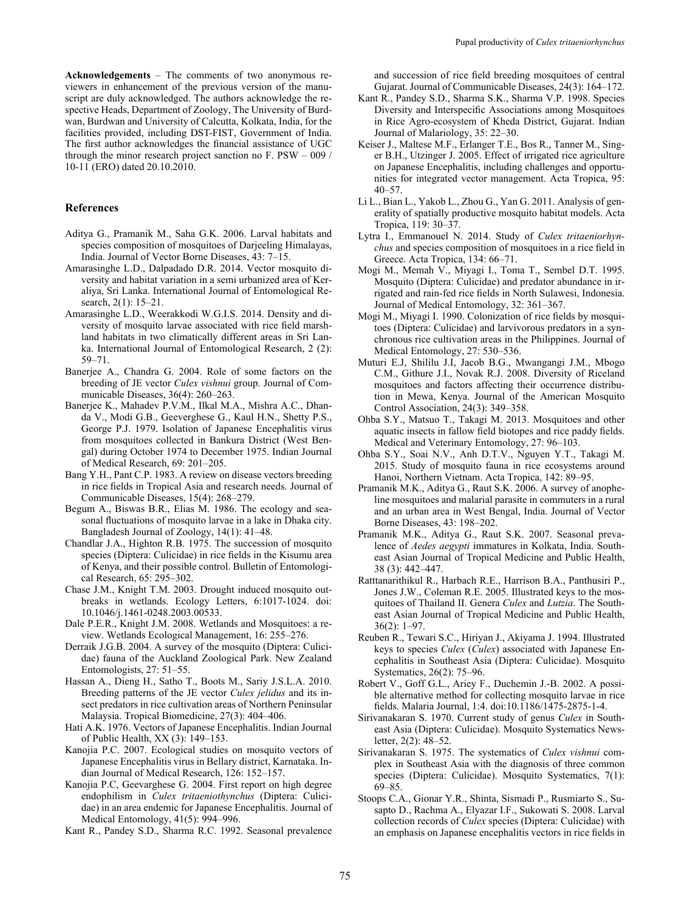**Acknowledgements** – The comments of two anonymous reviewers in enhancement of the previous version of the manuscript are duly acknowledged. The authors acknowledge the respective Heads, Department of Zoology, The University of Burdwan, Burdwan and University of Calcutta, Kolkata, India, for the facilities provided, including DST-FIST, Government of India. The first author acknowledges the financial assistance of UGC through the minor research project sanction no F. PSW – 009 / 10-11 (ERO) dated 20.10.2010.

## References

- Aditya G., Pramanik M., Saha G.K. 2006. Larval habitats and species composition of mosquitoes of Darjeeling Himalayas, India. Journal of Vector Borne Diseases, 43: 7–15.
- Amarasinghe L.D., Dalpadado D.R. 2014. Vector mosquito diversity and habitat variation in a semi urbanized area of Keraliya, Sri Lanka. International Journal of Entomological Research, 2(1): 15–21.
- Amarasinghe L.D., Weerakkodi W.G.I.S. 2014. Density and diversity of mosquito larvae associated with rice field marshland habitats in two climatically different areas in Sri Lanka. International Journal of Entomological Research, 2 (2): 59–71.
- Banerjee A., Chandra G. 2004. Role of some factors on the breeding of JE vector *Culex vishnui* group. Journal of Communicable Diseases, 36(4): 260–263.
- Banerjee K., Mahadev P.V.M., Ilkal M.A., Mishra A.C., Dhanda V., Modi G.B., Geeverghese G., Kaul H.N., Shetty P.S., George P.J. 1979. Isolation of Japanese Encephalitis virus from mosquitoes collected in Bankura District (West Bengal) during October 1974 to December 1975. Indian Journal of Medical Research, 69: 201–205.
- Bang Y.H., Pant C.P. 1983. A review on disease vectors breeding in rice fields in Tropical Asia and research needs. Journal of Communicable Diseases, 15(4): 268–279.
- Begum A., Biswas B.R., Elias M. 1986. The ecology and seasonal fluctuations of mosquito larvae in a lake in Dhaka city. Bangladesh Journal of Zoology, 14(1): 41–48.
- Chandlar J.A., Highton R.B. 1975. The succession of mosquito species (Diptera: Culicidae) in rice fields in the Kisumu area of Kenya, and their possible control. Bulletin of Entomological Research, 65: 295–302.
- Chase J.M., Knight T.M. 2003. Drought induced mosquito outbreaks in wetlands. Ecology Letters, 6:1017-1024. doi: 10.1046/j.1461-0248.2003.00533.
- Dale P.E.R., Knight J.M. 2008. Wetlands and Mosquitoes: a review. Wetlands Ecological Management, 16: 255–276.
- Derraik J.G.B. 2004. A survey of the mosquito (Diptera: Culicidae) fauna of the Auckland Zoological Park. New Zealand Entomologists, 27: 51–55.
- Hassan A., Dieng H., Satho T., Boots M., Sariy J.S.L.A. 2010. Breeding patterns of the JE vector *Culex jelidus* and its insect predators in rice cultivation areas of Northern Peninsular Malaysia. Tropical Biomedicine, 27(3): 404–406.
- Hati A.K. 1976. Vectors of Japanese Encephalitis. Indian Journal of Public Health, XX (3): 149–153.
- Kanojia P.C. 2007. Ecological studies on mosquito vectors of Japanese Encephalitis virus in Bellary district, Karnataka. Indian Journal of Medical Research, 126: 152–157.
- Kanojia P.C, Geevarghese G. 2004. First report on high degree endophilism in *Culex tritaeniothynchus* (Diptera: Culicidae) in an area endemic for Japanese Encephalitis. Journal of Medical Entomology, 41(5): 994–996.
- Kant R., Pandey S.D., Sharma R.C. 1992. Seasonal prevalence and succession of rice field breeding mosquitoes of central Gujarat. Journal of Communicable Diseases, 24(3): 164–172.
- Kant R., Pandey S.D., Sharma S.K., Sharma V.P. 1998. Species Diversity and Interspecific Associations among Mosquitoes in Rice Agro-ecosystem of Kheda District, Gujarat. Indian Journal of Malariology, 35: 22–30.
- Keiser J., Maltese M.F., Erlanger T.E., Bos R., Tanner M., Singer B.H., Utzinger J. 2005. Effect of irrigated rice agriculture on Japanese Encephalitis, including challenges and opportunities for integrated vector management. Acta Tropica, 95: 40–57.
- Li L., Bian L., Yakob L., Zhou G., Yan G. 2011. Analysis of generality of spatially productive mosquito habitat models. Acta Tropica, 119: 30–37.
- Lytra I., Emmanouel N. 2014. Study of *Culex tritaeniorhynchus* and species composition of mosquitoes in a rice field in Greece. Acta Tropica, 134: 66–71.
- Mogi M., Memah V., Miyagi I., Toma T., Sembel D.T. 1995. Mosquito (Diptera: Culicidae) and predator abundance in irrigated and rain-fed rice fields in North Sulawesi, Indonesia. Journal of Medical Entomology, 32: 361–367.
- Mogi M., Miyagi I. 1990. Colonization of rice fields by mosquitoes (Diptera: Culicidae) and larvivorous predators in a synchronous rice cultivation areas in the Philippines. Journal of Medical Entomology, 27: 530–536.
- Muturi E.J, Shililu J.I, Jacob B.G., Mwangangi J.M., Mbogo C.M., Githure J.I., Novak R.J. 2008. Diversity of Riceland mosquitoes and factors affecting their occurrence distribution in Mewa, Kenya. Journal of the American Mosquito Control Association, 24(3): 349–358.
- Ohba S.Y., Matsuo T., Takagi M. 2013. Mosquitoes and other aquatic insects in fallow field biotopes and rice paddy fields. Medical and Veterinary Entomology, 27: 96–103.
- Ohba S.Y., Soai N.V., Anh D.T.V., Nguyen Y.T., Takagi M. 2015. Study of mosquito fauna in rice ecosystems around Hanoi, Northern Vietnam. Acta Tropica, 142: 89–95.
- Pramanik M.K., Aditya G., Raut S.K. 2006. A survey of anopheline mosquitoes and malarial parasite in commuters in a rural and an urban area in West Bengal, India. Journal of Vector Borne Diseases, 43: 198–202.
- Pramanik M.K., Aditya G., Raut S.K. 2007. Seasonal prevalence of *Aedes aegypti* immatures in Kolkata, India. Southeast Asian Journal of Tropical Medicine and Public Health, 38 (3): 442–447.
- Ratttanarithikul R., Harbach R.E., Harrison B.A., Panthusiri P., Jones J.W., Coleman R.E. 2005. Illustrated keys to the mosquitoes of Thailand II. Genera *Culex* and *Lutzia*. The Southeast Asian Journal of Tropical Medicine and Public Health, 36(2): 1–97.
- Reuben R., Tewari S.C., Hiriyan J., Akiyama J. 1994. Illustrated keys to species *Culex* (*Culex*) associated with Japanese Encephalitis in Southeast Asia (Diptera: Culicidae). Mosquito Systematics, 26(2): 75–96.
- Robert V., Goff G.L., Ariey F., Duchemin J.-B. 2002. A possible alternative method for collecting mosquito larvae in rice fields. Malaria Journal, 1:4. doi:10.1186/1475-2875-1-4.
- Sirivanakaran S. 1970. Current study of genus *Culex* in Southeast Asia (Diptera: Culicidae). Mosquito Systematics Newsletter, 2(2): 48–52.
- Sirivanakaran S. 1975. The systematics of *Culex vishnui* complex in Southeast Asia with the diagnosis of three common species (Diptera: Culicidae). Mosquito Systematics, 7(1): 69–85.
- Stoops C.A., Gionar Y.R., Shinta, Sismadi P., Rusmiarto S., Susapto D., Rachma A., Elyazar I.F., Sukowati S. 2008. Larval collection records of *Culex* species (Diptera: Culicidae) with an emphasis on Japanese encephalitis vectors in rice fields in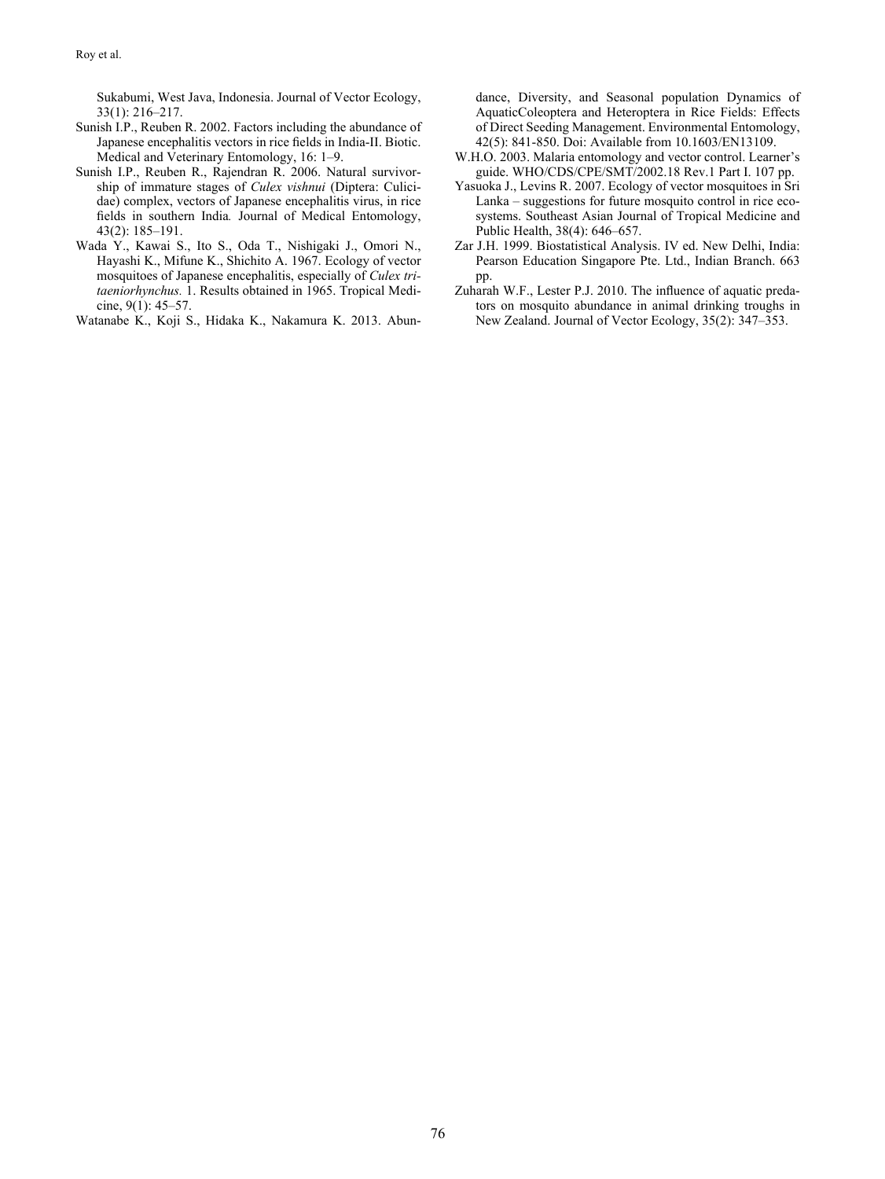Sukabumi, West Java, Indonesia. Journal of Vector Ecology, 33(1): 216–217.

Sunish I.P., Reuben R. 2002. Factors including the abundance of Japanese encephalitis vectors in rice fields in India-II. Biotic. Medical and Veterinary Entomology, 16: 1–9.

Sunish I.P., Reuben R., Rajendran R. 2006. Natural survivorship of immature stages of *Culex vishnui* (Diptera: Culicidae) complex, vectors of Japanese encephalitis virus, in rice fields in southern India*.* Journal of Medical Entomology, 43(2): 185–191.

Wada Y., Kawai S., Ito S., Oda T., Nishigaki J., Omori N., Hayashi K., Mifune K., Shichito A. 1967. Ecology of vector mosquitoes of Japanese encephalitis, especially of *Culex tritaeniorhynchus.* 1. Results obtained in 1965. Tropical Medicine, 9(1): 45–57.

Watanabe K., Koji S., Hidaka K., Nakamura K. 2013. Abundance, Diversity, and Seasonal population Dynamics of AquaticColeoptera and Heteroptera in Rice Fields: Effects of Direct Seeding Management. Environmental Entomology, 42(5): 841-850. Doi: Available from 10.1603/EN13109.

W.H.O. 2003. Malaria entomology and vector control. Learner's guide. WHO/CDS/CPE/SMT/2002.18 Rev.1 Part I. 107 pp.

Yasuoka J., Levins R. 2007. Ecology of vector mosquitoes in Sri Lanka – suggestions for future mosquito control in rice ecosystems. Southeast Asian Journal of Tropical Medicine and Public Health, 38(4): 646–657.

Zar J.H. 1999. Biostatistical Analysis. IV ed. New Delhi, India: Pearson Education Singapore Pte. Ltd., Indian Branch. 663 pp.

Zuharah W.F., Lester P.J. 2010. The influence of aquatic predators on mosquito abundance in animal drinking troughs in New Zealand. Journal of Vector Ecology, 35(2): 347–353.